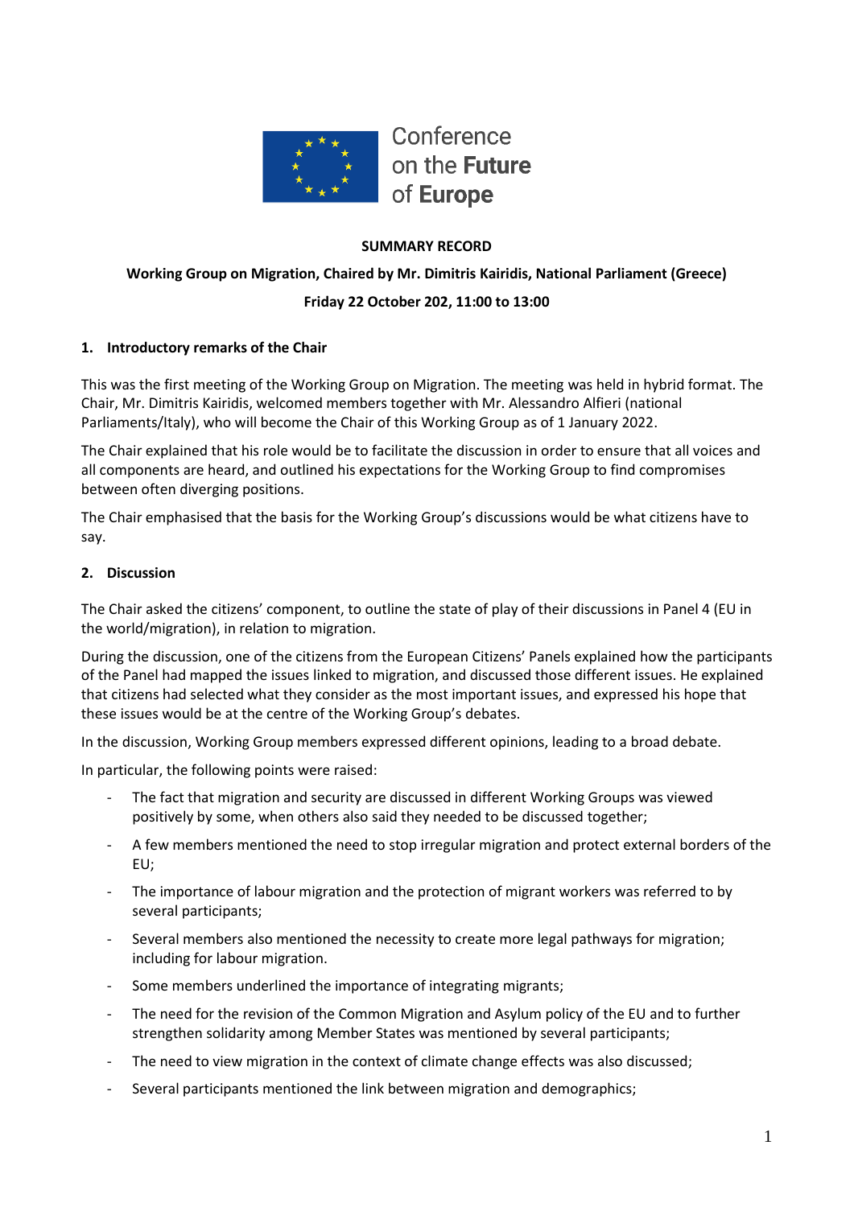Conference on the **Future** of **Europe**

**SUMMARY RECORD**

**Working Group on Migration, Chaired by Mr. Dimitris Kairidis, National Parliament (Greece)**

**Friday 22 October 202, 11:00 to 13:00**

## 1. Introductory remarks of the Chair

This was the first meeting of the Working Group on Migration. The meeting was held in hybrid format. The Chair, Mr. Dimitris Kairidis, welcomed members together with Mr. Alessandro Alfieri (national Parliaments/Italy), who will become the Chair of this Working Group as of 1 January 2022.

The Chair explained that his role would be to facilitate the discussion in order to ensure that all voices and all components are heard, and outlined his expectations for the Working Group to find compromises between often diverging positions.

The Chair emphasised that the basis for the Working Group's discussions would be what citizens have to say.

## 2. Discussion

The Chair asked the citizens' component, to outline the state of play of their discussions in Panel 4 (EU in the world/migration), in relation to migration.

During the discussion, one of the citizens from the European Citizens' Panels explained how the participants of the Panel had mapped the issues linked to migration, and discussed those different issues. He explained that citizens had selected what they consider as the most important issues, and expressed his hope that these issues would be at the centre of the Working Group's debates.

In the discussion, Working Group members expressed different opinions, leading to a broad debate.

In particular, the following points were raised:

- The fact that migration and security are discussed in different Working Groups was viewed positively by some, when others also said they needed to be discussed together;
- A few members mentioned the need to stop irregular migration and protect external borders of the EU;
- The importance of labour migration and the protection of migrant workers was referred to by several participants;
- Several members also mentioned the necessity to create more legal pathways for migration; including for labour migration.
- Some members underlined the importance of integrating migrants;
- The need for the revision of the Common Migration and Asylum policy of the EU and to further strengthen solidarity among Member States was mentioned by several participants;
- The need to view migration in the context of climate change effects was also discussed;
- Several participants mentioned the link between migration and demographics;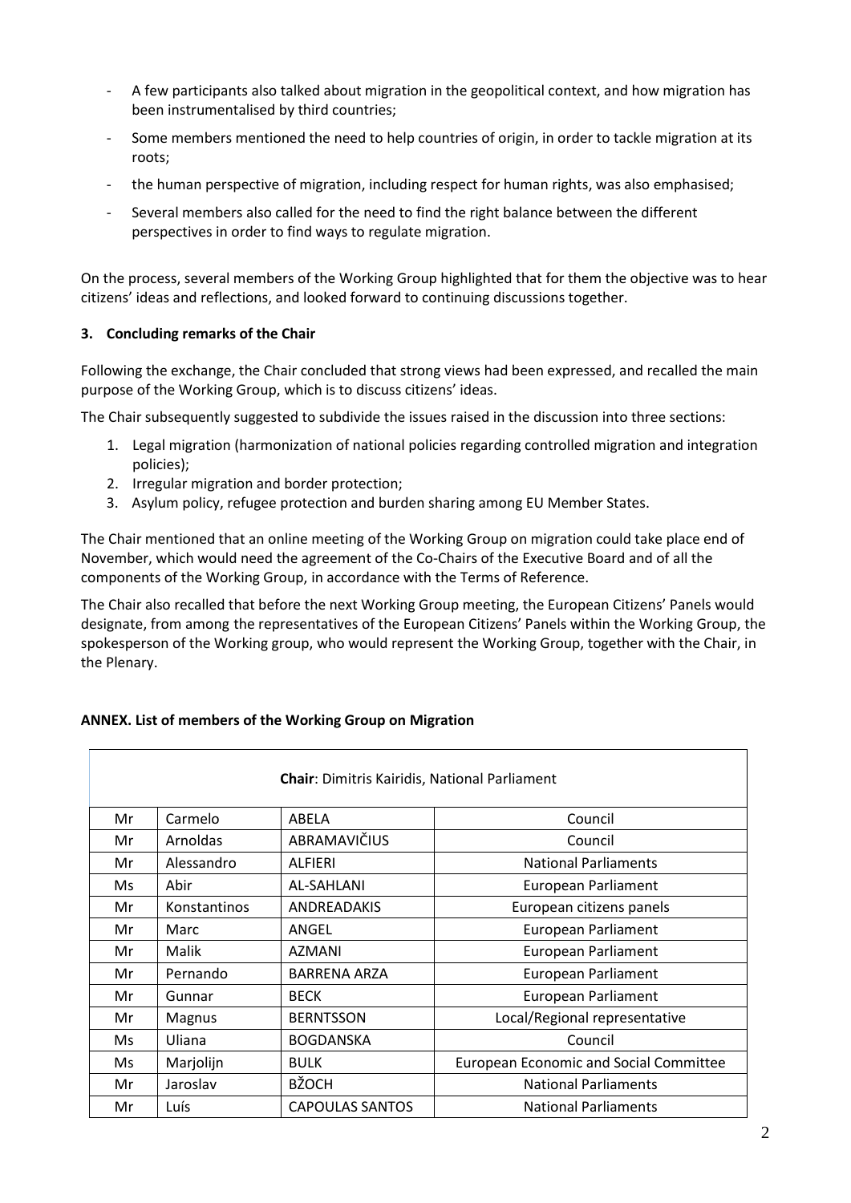- A few participants also talked about migration in the geopolitical context, and how migration has been instrumentalised by third countries;
- Some members mentioned the need to help countries of origin, in order to tackle migration at its roots;
- the human perspective of migration, including respect for human rights, was also emphasised;
- Several members also called for the need to find the right balance between the different perspectives in order to find ways to regulate migration.

On the process, several members of the Working Group highlighted that for them the objective was to hear citizens' ideas and reflections, and looked forward to continuing discussions together.

**3. Concluding remarks of the Chair**

Following the exchange, the Chair concluded that strong views had been expressed, and recalled the main purpose of the Working Group, which is to discuss citizens' ideas.

The Chair subsequently suggested to subdivide the issues raised in the discussion into three sections:

1. Legal migration (harmonization of national policies regarding controlled migration and integration policies);
2. Irregular migration and border protection;
3. Asylum policy, refugee protection and burden sharing among EU Member States.

The Chair mentioned that an online meeting of the Working Group on migration could take place end of November, which would need the agreement of the Co-Chairs of the Executive Board and of all the components of the Working Group, in accordance with the Terms of Reference.

The Chair also recalled that before the next Working Group meeting, the European Citizens' Panels would designate, from among the representatives of the European Citizens' Panels within the Working Group, the spokesperson of the Working group, who would represent the Working Group, together with the Chair, in the Plenary.

**ANNEX. List of members of the Working Group on Migration**

| **Chair**: Dimitris Kairidis, National Parliament | | | |
|---|---|---|---|
| Mr | Carmelo | ABELA | Council |
| Mr | Arnoldas | ABRAMAVIČIUS | Council |
| Mr | Alessandro | ALFIERI | National Parliaments |
| Ms | Abir | AL-SAHLANI | European Parliament |
| Mr | Konstantinos | ANDREADAKIS | European citizens panels |
| Mr | Marc | ANGEL | European Parliament |
| Mr | Malik | AZMANI | European Parliament |
| Mr | Pernando | BARRENA ARZA | European Parliament |
| Mr | Gunnar | BECK | European Parliament |
| Mr | Magnus | BERNTSSON | Local/Regional representative |
| Ms | Uliana | BOGDANSKA | Council |
| Ms | Marjolijn | BULK | European Economic and Social Committee |
| Mr | Jaroslav | BŽOCH | National Parliaments |
| Mr | Luís | CAPOULAS SANTOS | National Parliaments |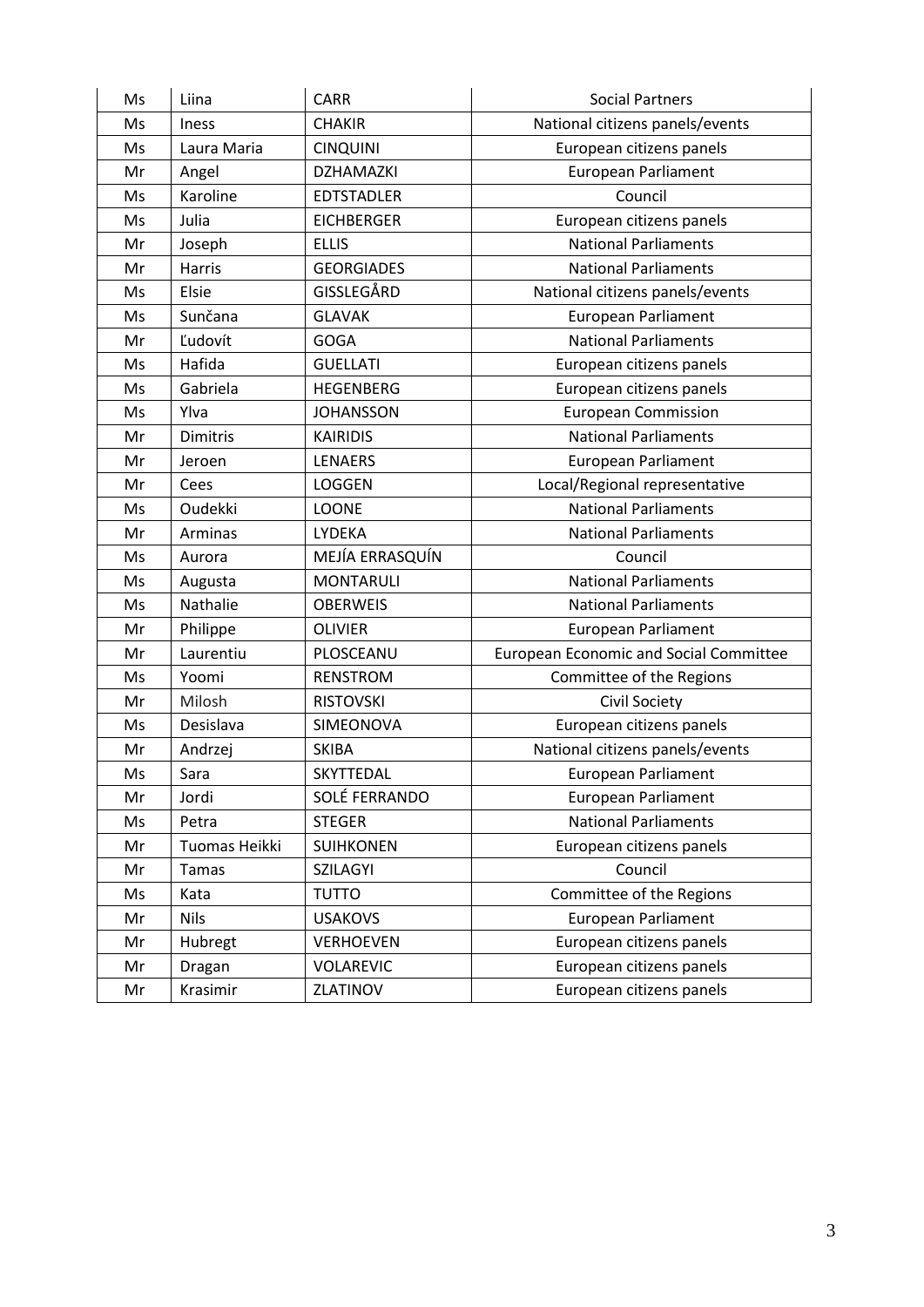| | | | |
|---|---|---|---|
| Ms | Liina | CARR | Social Partners |
| Ms | Iness | CHAKIR | National citizens panels/events |
| Ms | Laura Maria | CINQUINI | European citizens panels |
| Mr | Angel | DZHAMAZKI | European Parliament |
| Ms | Karoline | EDTSTADLER | Council |
| Ms | Julia | EICHBERGER | European citizens panels |
| Mr | Joseph | ELLIS | National Parliaments |
| Mr | Harris | GEORGIADES | National Parliaments |
| Ms | Elsie | GISSLEGÅRD | National citizens panels/events |
| Ms | Sunčana | GLAVAK | European Parliament |
| Mr | Ľudovít | GOGA | National Parliaments |
| Ms | Hafida | GUELLATI | European citizens panels |
| Ms | Gabriela | HEGENBERG | European citizens panels |
| Ms | Ylva | JOHANSSON | European Commission |
| Mr | Dimitris | KAIRIDIS | National Parliaments |
| Mr | Jeroen | LENAERS | European Parliament |
| Mr | Cees | LOGGEN | Local/Regional representative |
| Ms | Oudekki | LOONE | National Parliaments |
| Mr | Arminas | LYDEKA | National Parliaments |
| Ms | Aurora | MEJÍA ERRASQUÍN | Council |
| Ms | Augusta | MONTARULI | National Parliaments |
| Ms | Nathalie | OBERWEIS | National Parliaments |
| Mr | Philippe | OLIVIER | European Parliament |
| Mr | Laurentiu | PLOSCEANU | European Economic and Social Committee |
| Ms | Yoomi | RENSTROM | Committee of the Regions |
| Mr | Milosh | RISTOVSKI | Civil Society |
| Ms | Desislava | SIMEONOVA | European citizens panels |
| Mr | Andrzej | SKIBA | National citizens panels/events |
| Ms | Sara | SKYTTEDAL | European Parliament |
| Mr | Jordi | SOLÉ FERRANDO | European Parliament |
| Ms | Petra | STEGER | National Parliaments |
| Mr | Tuomas Heikki | SUIHKONEN | European citizens panels |
| Mr | Tamas | SZILAGYI | Council |
| Ms | Kata | TUTTO | Committee of the Regions |
| Mr | Nils | USAKOVS | European Parliament |
| Mr | Hubregt | VERHOEVEN | European citizens panels |
| Mr | Dragan | VOLAREVIC | European citizens panels |
| Mr | Krasimir | ZLATINOV | European citizens panels |